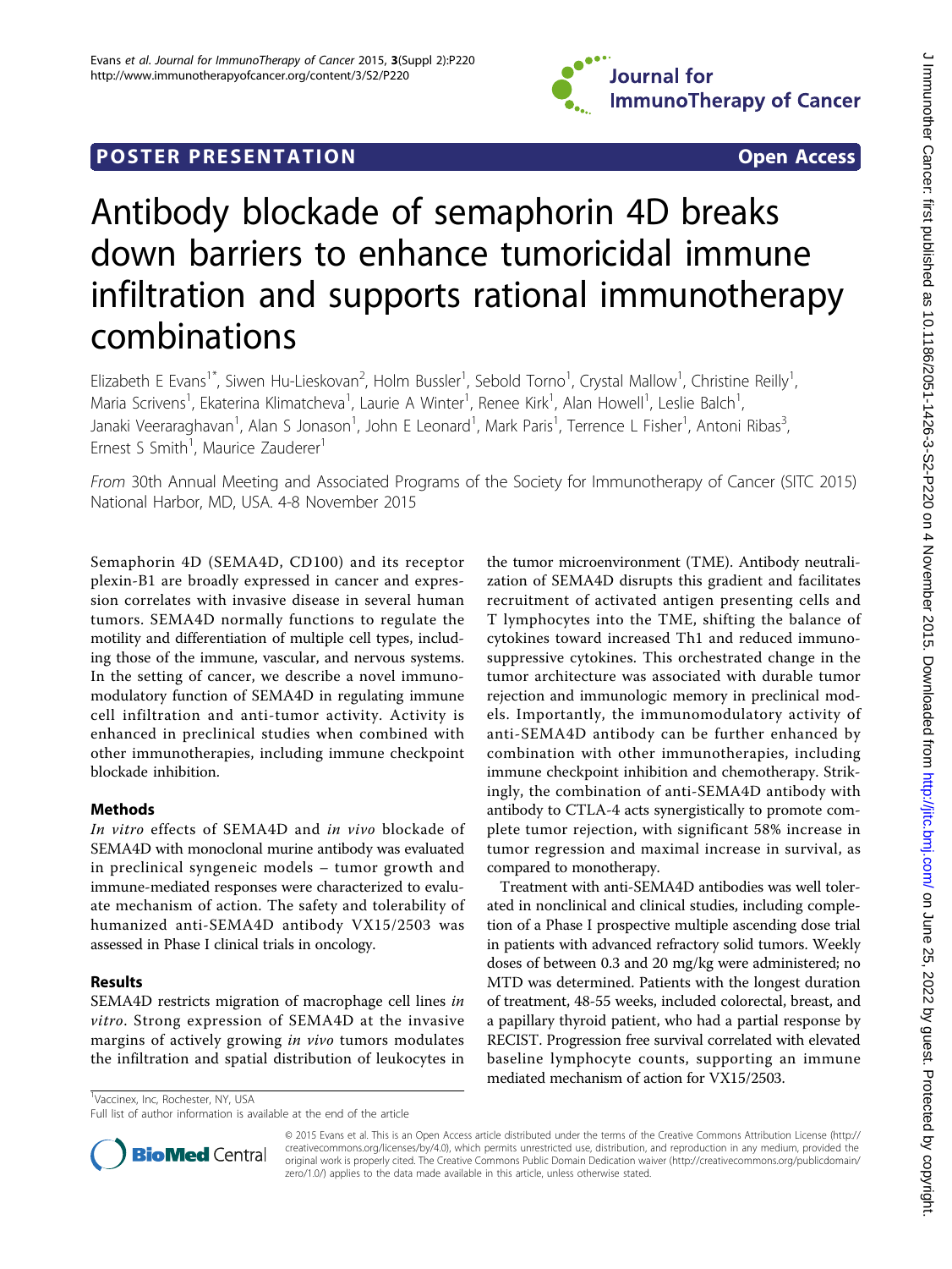# Antibody blockade of semaphorin 4D breaks down barriers to enhance tumoricidal immune infiltration and supports rational immunotherapy combinations

Elizabeth E Evans[1*], Siwen Hu-Lieskovan[2], Holm Bussler[1], Sebold Torno[1], Crystal Mallow[1], Christine Reilly[1], Maria Scrivens[1], Ekaterina Klimatcheva[1], Laurie A Winter[1], Renee Kirk[1], Alan Howell[1], Leslie Balch[1], Janaki Veeraraghavan[1], Alan S Jonason[1], John E Leonard[1], Mark Paris[1], Terrence L Fisher[1], Antoni Ribas[3], Ernest S Smith[1], Maurice Zauderer[1]

*From* 30th Annual Meeting and Associated Programs of the Society for Immunotherapy of Cancer (SITC 2015) National Harbor, MD, USA. 4-8 November 2015

Semaphorin 4D (SEMA4D, CD100) and its receptor plexin-B1 are broadly expressed in cancer and expression correlates with invasive disease in several human tumors. SEMA4D normally functions to regulate the motility and differentiation of multiple cell types, including those of the immune, vascular, and nervous systems. In the setting of cancer, we describe a novel immunomodulatory function of SEMA4D in regulating immune cell infiltration and anti-tumor activity. Activity is enhanced in preclinical studies when combined with other immunotherapies, including immune checkpoint blockade inhibition.

## Methods

*In vitro* effects of SEMA4D and *in vivo* blockade of SEMA4D with monoclonal murine antibody was evaluated in preclinical syngeneic models – tumor growth and immune-mediated responses were characterized to evaluate mechanism of action. The safety and tolerability of humanized anti-SEMA4D antibody VX15/2503 was assessed in Phase I clinical trials in oncology.

## Results

SEMA4D restricts migration of macrophage cell lines *in vitro*. Strong expression of SEMA4D at the invasive margins of actively growing *in vivo* tumors modulates the infiltration and spatial distribution of leukocytes in the tumor microenvironment (TME). Antibody neutralization of SEMA4D disrupts this gradient and facilitates recruitment of activated antigen presenting cells and T lymphocytes into the TME, shifting the balance of cytokines toward increased Th1 and reduced immunosuppressive cytokines. This orchestrated change in the tumor architecture was associated with durable tumor rejection and immunologic memory in preclinical models. Importantly, the immunomodulatory activity of anti-SEMA4D antibody can be further enhanced by combination with other immunotherapies, including immune checkpoint inhibition and chemotherapy. Strikingly, the combination of anti-SEMA4D antibody with antibody to CTLA-4 acts synergistically to promote complete tumor rejection, with significant 58% increase in tumor regression and maximal increase in survival, as compared to monotherapy.

Treatment with anti-SEMA4D antibodies was well tolerated in nonclinical and clinical studies, including completion of a Phase I prospective multiple ascending dose trial in patients with advanced refractory solid tumors. Weekly doses of between 0.3 and 20 mg/kg were administered; no MTD was determined. Patients with the longest duration of treatment, 48-55 weeks, included colorectal, breast, and a papillary thyroid patient, who had a partial response by RECIST. Progression free survival correlated with elevated baseline lymphocyte counts, supporting an immune mediated mechanism of action for VX15/2503.

[1]Vaccinex, Inc, Rochester, NY, USA
Full list of author information is available at the end of the article

© 2015 Evans et al. This is an Open Access article distributed under the terms of the Creative Commons Attribution License (http://creativecommons.org/licenses/by/4.0), which permits unrestricted use, distribution, and reproduction in any medium, provided the original work is properly cited. The Creative Commons Public Domain Dedication waiver (http://creativecommons.org/publicdomain/zero/1.0/) applies to the data made available in this article, unless otherwise stated.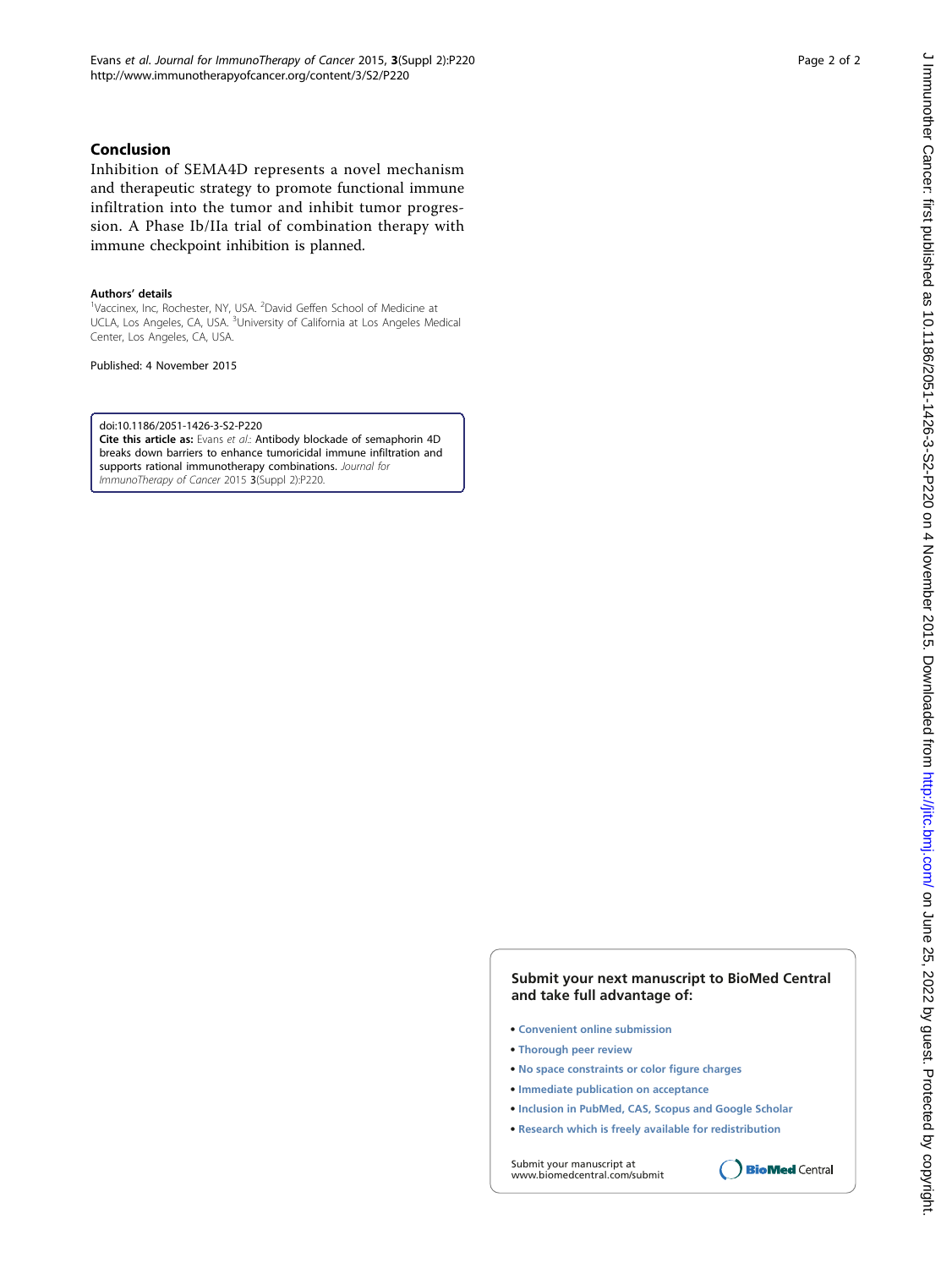## Conclusion

Inhibition of SEMA4D represents a novel mechanism and therapeutic strategy to promote functional immune infiltration into the tumor and inhibit tumor progression. A Phase Ib/IIa trial of combination therapy with immune checkpoint inhibition is planned.

**Authors' details**

[1]Vaccinex, Inc, Rochester, NY, USA. [2]David Geffen School of Medicine at UCLA, Los Angeles, CA, USA. [3]University of California at Los Angeles Medical Center, Los Angeles, CA, USA.

Published: 4 November 2015

doi:10.1186/2051-1426-3-S2-P220

**Cite this article as:** Evans *et al.*: Antibody blockade of semaphorin 4D breaks down barriers to enhance tumoricidal immune infiltration and supports rational immunotherapy combinations. *Journal for ImmunoTherapy of Cancer* 2015 **3**(Suppl 2):P220.

**Submit your next manuscript to BioMed Central and take full advantage of:**

- **Convenient online submission**
- **Thorough peer review**
- **No space constraints or color figure charges**
- **Immediate publication on acceptance**
- **Inclusion in PubMed, CAS, Scopus and Google Scholar**
- **Research which is freely available for redistribution**

Submit your manuscript at www.biomedcentral.com/submit

BioMed Central

J Immunother Cancer: first published as 10.1186/2051-1426-3-S2-P220 on 4 November 2015. Downloaded from http://jitc.bmj.com/ on June 25, 2022 by guest. Protected by copyright.